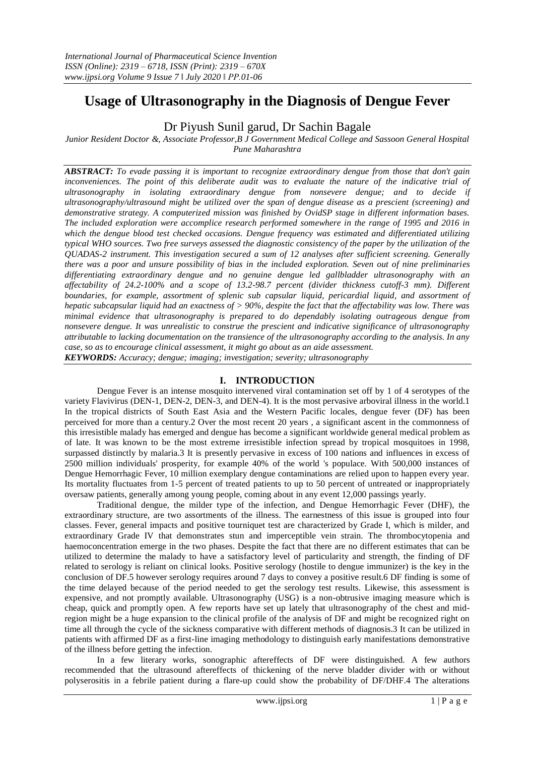# Usage of Ultrasonography in the Diagnosis of Dengue Fever

Dr Piyush Sunil garud, Dr Sachin Bagale

*Junior Resident Doctor &, Associate Professor,B J Government Medical College and Sassoon General Hospital Pune Maharashtra*

***ABSTRACT:*** *To evade passing it is important to recognize extraordinary dengue from those that don't gain inconveniences. The point of this deliberate audit was to evaluate the nature of the indicative trial of ultrasonography in isolating extraordinary dengue from nonsevere dengue; and to decide if ultrasonography/ultrasound might be utilized over the span of dengue disease as a prescient (screening) and demonstrative strategy. A computerized mission was finished by OvidSP stage in different information bases. The included exploration were accomplice research performed somewhere in the range of 1995 and 2016 in which the dengue blood test checked occasions. Dengue frequency was estimated and differentiated utilizing typical WHO sources. Two free surveys assessed the diagnostic consistency of the paper by the utilization of the QUADAS-2 instrument. This investigation secured a sum of 12 analyses after sufficient screening. Generally there was a poor and unsure possibility of bias in the included exploration. Seven out of nine preliminaries differentiating extraordinary dengue and no genuine dengue led gallbladder ultrasonography with an affectability of 24.2-100% and a scope of 13.2-98.7 percent (divider thickness cutoff-3 mm). Different boundaries, for example, assortment of splenic sub capsular liquid, pericardial liquid, and assortment of hepatic subcapsular liquid had an exactness of > 90%, despite the fact that the affectability was low. There was minimal evidence that ultrasonography is prepared to do dependably isolating outrageous dengue from nonsevere dengue. It was unrealistic to construe the prescient and indicative significance of ultrasonography attributable to lacking documentation on the transience of the ultrasonography according to the analysis. In any case, so as to encourage clinical assessment, it might go about as an aide assessment.*

***KEYWORDS:*** *Accuracy; dengue; imaging; investigation; severity; ultrasonography*

## I. INTRODUCTION

Dengue Fever is an intense mosquito intervened viral contamination set off by 1 of 4 serotypes of the variety Flavivirus (DEN-1, DEN-2, DEN-3, and DEN-4). It is the most pervasive arboviral illness in the world.1 In the tropical districts of South East Asia and the Western Pacific locales, dengue fever (DF) has been perceived for more than a century.2 Over the most recent 20 years , a significant ascent in the commonness of this irresistible malady has emerged and dengue has become a significant worldwide general medical problem as of late. It was known to be the most extreme irresistible infection spread by tropical mosquitoes in 1998, surpassed distinctly by malaria.3 It is presently pervasive in excess of 100 nations and influences in excess of 2500 million individuals' prosperity, for example 40% of the world 's populace. With 500,000 instances of Dengue Hemorrhagic Fever, 10 million exemplary dengue contaminations are relied upon to happen every year. Its mortality fluctuates from 1-5 percent of treated patients to up to 50 percent of untreated or inappropriately oversaw patients, generally among young people, coming about in any event 12,000 passings yearly.

Traditional dengue, the milder type of the infection, and Dengue Hemorrhagic Fever (DHF), the extraordinary structure, are two assortments of the illness. The earnestness of this issue is grouped into four classes. Fever, general impacts and positive tourniquet test are characterized by Grade I, which is milder, and extraordinary Grade IV that demonstrates stun and imperceptible vein strain. The thrombocytopenia and haemoconcentration emerge in the two phases. Despite the fact that there are no different estimates that can be utilized to determine the malady to have a satisfactory level of particularity and strength, the finding of DF related to serology is reliant on clinical looks. Positive serology (hostile to dengue immunizer) is the key in the conclusion of DF.5 however serology requires around 7 days to convey a positive result.6 DF finding is some of the time delayed because of the period needed to get the serology test results. Likewise, this assessment is expensive, and not promptly available. Ultrasonography (USG) is a non-obtrusive imaging measure which is cheap, quick and promptly open. A few reports have set up lately that ultrasonography of the chest and mid-region might be a huge expansion to the clinical profile of the analysis of DF and might be recognized right on time all through the cycle of the sickness comparative with different methods of diagnosis.3 It can be utilized in patients with affirmed DF as a first-line imaging methodology to distinguish early manifestations demonstrative of the illness before getting the infection.

In a few literary works, sonographic aftereffects of DF were distinguished. A few authors recommended that the ultrasound aftereffects of thickening of the nerve bladder divider with or without polyserositis in a febrile patient during a flare-up could show the probability of DF/DHF.4 The alterations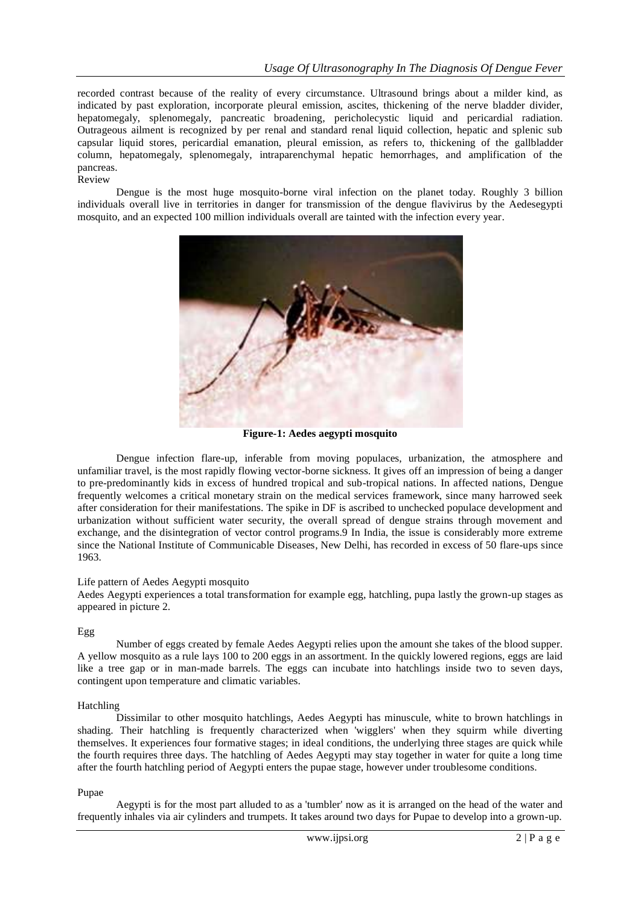recorded contrast because of the reality of every circumstance. Ultrasound brings about a milder kind, as indicated by past exploration, incorporate pleural emission, ascites, thickening of the nerve bladder divider, hepatomegaly, splenomegaly, pancreatic broadening, pericholecystic liquid and pericardial radiation. Outrageous ailment is recognized by per renal and standard renal liquid collection, hepatic and splenic sub capsular liquid stores, pericardial emanation, pleural emission, as refers to, thickening of the gallbladder column, hepatomegaly, splenomegaly, intraparenchymal hepatic hemorrhages, and amplification of the pancreas.

## Review

Dengue is the most huge mosquito-borne viral infection on the planet today. Roughly 3 billion individuals overall live in territories in danger for transmission of the dengue flavivirus by the Aedesegypti mosquito, and an expected 100 million individuals overall are tainted with the infection every year.

**Figure-1: Aedes aegypti mosquito**

Dengue infection flare-up, inferable from moving populaces, urbanization, the atmosphere and unfamiliar travel, is the most rapidly flowing vector-borne sickness. It gives off an impression of being a danger to pre-predominantly kids in excess of hundred tropical and sub-tropical nations. In affected nations, Dengue frequently welcomes a critical monetary strain on the medical services framework, since many harrowed seek after consideration for their manifestations. The spike in DF is ascribed to unchecked populace development and urbanization without sufficient water security, the overall spread of dengue strains through movement and exchange, and the disintegration of vector control programs.9 In India, the issue is considerably more extreme since the National Institute of Communicable Diseases, New Delhi, has recorded in excess of 50 flare-ups since 1963.

### Life pattern of Aedes Aegypti mosquito

Aedes Aegypti experiences a total transformation for example egg, hatchling, pupa lastly the grown-up stages as appeared in picture 2.

#### Egg

Number of eggs created by female Aedes Aegypti relies upon the amount she takes of the blood supper. A yellow mosquito as a rule lays 100 to 200 eggs in an assortment. In the quickly lowered regions, eggs are laid like a tree gap or in man-made barrels. The eggs can incubate into hatchlings inside two to seven days, contingent upon temperature and climatic variables.

#### Hatchling

Dissimilar to other mosquito hatchlings, Aedes Aegypti has minuscule, white to brown hatchlings in shading. Their hatchling is frequently characterized when 'wigglers' when they squirm while diverting themselves. It experiences four formative stages; in ideal conditions, the underlying three stages are quick while the fourth requires three days. The hatchling of Aedes Aegypti may stay together in water for quite a long time after the fourth hatchling period of Aegypti enters the pupae stage, however under troublesome conditions.

#### Pupae

Aegypti is for the most part alluded to as a 'tumbler' now as it is arranged on the head of the water and frequently inhales via air cylinders and trumpets. It takes around two days for Pupae to develop into a grown-up.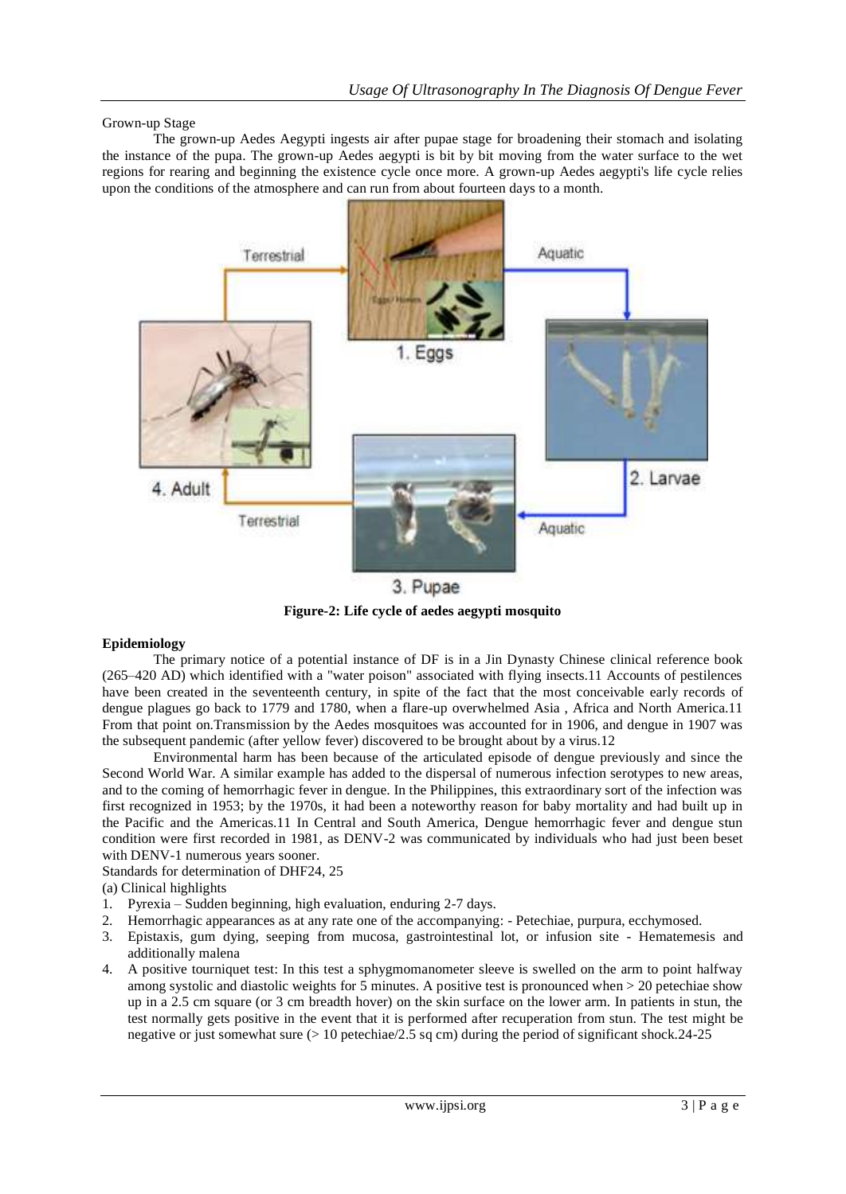Grown-up Stage

The grown-up Aedes Aegypti ingests air after pupae stage for broadening their stomach and isolating the instance of the pupa. The grown-up Aedes aegypti is bit by bit moving from the water surface to the wet regions for rearing and beginning the existence cycle once more. A grown-up Aedes aegypti's life cycle relies upon the conditions of the atmosphere and can run from about fourteen days to a month.

**Figure-2: Life cycle of aedes aegypti mosquito**

**Epidemiology**

The primary notice of a potential instance of DF is in a Jin Dynasty Chinese clinical reference book (265–420 AD) which identified with a "water poison" associated with flying insects.11 Accounts of pestilences have been created in the seventeenth century, in spite of the fact that the most conceivable early records of dengue plagues go back to 1779 and 1780, when a flare-up overwhelmed Asia , Africa and North America.11 From that point on.Transmission by the Aedes mosquitoes was accounted for in 1906, and dengue in 1907 was the subsequent pandemic (after yellow fever) discovered to be brought about by a virus.12

Environmental harm has been because of the articulated episode of dengue previously and since the Second World War. A similar example has added to the dispersal of numerous infection serotypes to new areas, and to the coming of hemorrhagic fever in dengue. In the Philippines, this extraordinary sort of the infection was first recognized in 1953; by the 1970s, it had been a noteworthy reason for baby mortality and had built up in the Pacific and the Americas.11 In Central and South America, Dengue hemorrhagic fever and dengue stun condition were first recorded in 1981, as DENV-2 was communicated by individuals who had just been beset with DENV-1 numerous years sooner.

Standards for determination of DHF24, 25

(a) Clinical highlights

1. Pyrexia – Sudden beginning, high evaluation, enduring 2-7 days.
2. Hemorrhagic appearances as at any rate one of the accompanying: - Petechiae, purpura, ecchymosed.
3. Epistaxis, gum dying, seeping from mucosa, gastrointestinal lot, or infusion site - Hematemesis and additionally malena
4. A positive tourniquet test: In this test a sphygmomanometer sleeve is swelled on the arm to point halfway among systolic and diastolic weights for 5 minutes. A positive test is pronounced when > 20 petechiae show up in a 2.5 cm square (or 3 cm breadth hover) on the skin surface on the lower arm. In patients in stun, the test normally gets positive in the event that it is performed after recuperation from stun. The test might be negative or just somewhat sure (> 10 petechiae/2.5 sq cm) during the period of significant shock.24-25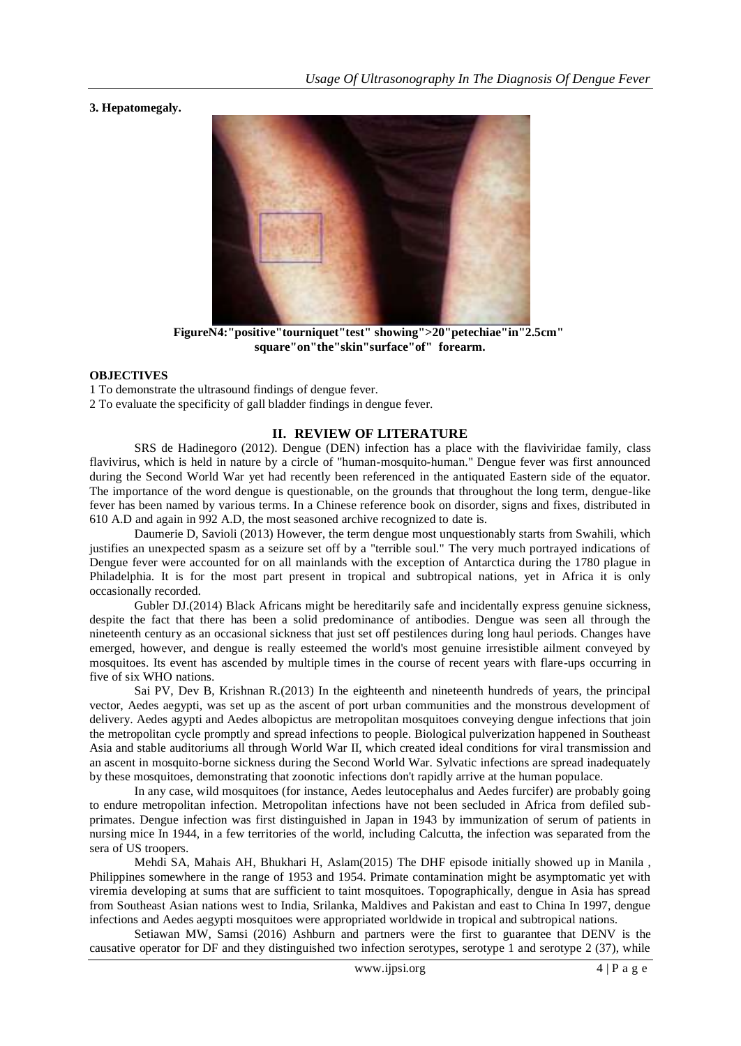**3. Hepatomegaly.**

**FigureN4:"positive"tourniquet"test" showing">20"petechiae"in"2.5cm" square"on"the"skin"surface"of" forearm.**

**OBJECTIVES**

1 To demonstrate the ultrasound findings of dengue fever.

2 To evaluate the specificity of gall bladder findings in dengue fever.

## II. REVIEW OF LITERATURE

SRS de Hadinegoro (2012). Dengue (DEN) infection has a place with the flaviviridae family, class flavivirus, which is held in nature by a circle of "human-mosquito-human." Dengue fever was first announced during the Second World War yet had recently been referenced in the antiquated Eastern side of the equator. The importance of the word dengue is questionable, on the grounds that throughout the long term, dengue-like fever has been named by various terms. In a Chinese reference book on disorder, signs and fixes, distributed in 610 A.D and again in 992 A.D, the most seasoned archive recognized to date is.

Daumerie D, Savioli (2013) However, the term dengue most unquestionably starts from Swahili, which justifies an unexpected spasm as a seizure set off by a "terrible soul." The very much portrayed indications of Dengue fever were accounted for on all mainlands with the exception of Antarctica during the 1780 plague in Philadelphia. It is for the most part present in tropical and subtropical nations, yet in Africa it is only occasionally recorded.

Gubler DJ.(2014) Black Africans might be hereditarily safe and incidentally express genuine sickness, despite the fact that there has been a solid predominance of antibodies. Dengue was seen all through the nineteenth century as an occasional sickness that just set off pestilences during long haul periods. Changes have emerged, however, and dengue is really esteemed the world's most genuine irresistible ailment conveyed by mosquitoes. Its event has ascended by multiple times in the course of recent years with flare-ups occurring in five of six WHO nations.

Sai PV, Dev B, Krishnan R.(2013) In the eighteenth and nineteenth hundreds of years, the principal vector, Aedes aegypti, was set up as the ascent of port urban communities and the monstrous development of delivery. Aedes agypti and Aedes albopictus are metropolitan mosquitoes conveying dengue infections that join the metropolitan cycle promptly and spread infections to people. Biological pulverization happened in Southeast Asia and stable auditoriums all through World War II, which created ideal conditions for viral transmission and an ascent in mosquito-borne sickness during the Second World War. Sylvatic infections are spread inadequately by these mosquitoes, demonstrating that zoonotic infections don't rapidly arrive at the human populace.

In any case, wild mosquitoes (for instance, Aedes leutocephalus and Aedes furcifer) are probably going to endure metropolitan infection. Metropolitan infections have not been secluded in Africa from defiled sub-primates. Dengue infection was first distinguished in Japan in 1943 by immunization of serum of patients in nursing mice In 1944, in a few territories of the world, including Calcutta, the infection was separated from the sera of US troopers.

Mehdi SA, Mahais AH, Bhukhari H, Aslam(2015) The DHF episode initially showed up in Manila , Philippines somewhere in the range of 1953 and 1954. Primate contamination might be asymptomatic yet with viremia developing at sums that are sufficient to taint mosquitoes. Topographically, dengue in Asia has spread from Southeast Asian nations west to India, Srilanka, Maldives and Pakistan and east to China In 1997, dengue infections and Aedes aegypti mosquitoes were appropriated worldwide in tropical and subtropical nations.

Setiawan MW, Samsi (2016) Ashburn and partners were the first to guarantee that DENV is the causative operator for DF and they distinguished two infection serotypes, serotype 1 and serotype 2 (37), while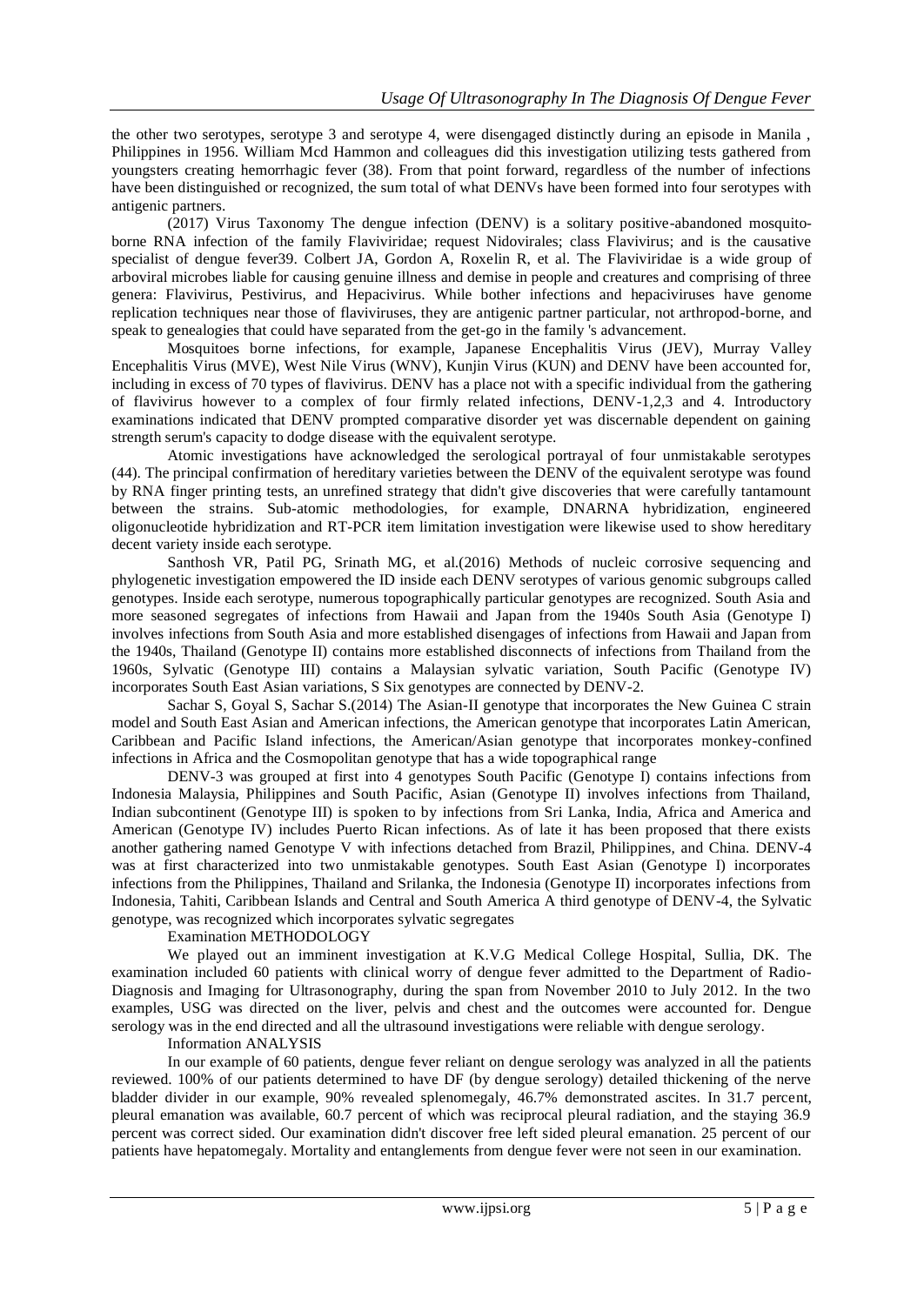the other two serotypes, serotype 3 and serotype 4, were disengaged distinctly during an episode in Manila , Philippines in 1956. William Mcd Hammon and colleagues did this investigation utilizing tests gathered from youngsters creating hemorrhagic fever (38). From that point forward, regardless of the number of infections have been distinguished or recognized, the sum total of what DENVs have been formed into four serotypes with antigenic partners.

(2017) Virus Taxonomy The dengue infection (DENV) is a solitary positive-abandoned mosquito-borne RNA infection of the family Flaviviridae; request Nidovirales; class Flavivirus; and is the causative specialist of dengue fever39. Colbert JA, Gordon A, Roxelin R, et al. The Flaviviridae is a wide group of arboviral microbes liable for causing genuine illness and demise in people and creatures and comprising of three genera: Flavivirus, Pestivirus, and Hepacivirus. While bother infections and hepaciviruses have genome replication techniques near those of flaviviruses, they are antigenic partner particular, not arthropod-borne, and speak to genealogies that could have separated from the get-go in the family 's advancement.

Mosquitoes borne infections, for example, Japanese Encephalitis Virus (JEV), Murray Valley Encephalitis Virus (MVE), West Nile Virus (WNV), Kunjin Virus (KUN) and DENV have been accounted for, including in excess of 70 types of flavivirus. DENV has a place not with a specific individual from the gathering of flavivirus however to a complex of four firmly related infections, DENV-1,2,3 and 4. Introductory examinations indicated that DENV prompted comparative disorder yet was discernable dependent on gaining strength serum's capacity to dodge disease with the equivalent serotype.

Atomic investigations have acknowledged the serological portrayal of four unmistakable serotypes (44). The principal confirmation of hereditary varieties between the DENV of the equivalent serotype was found by RNA finger printing tests, an unrefined strategy that didn't give discoveries that were carefully tantamount between the strains. Sub-atomic methodologies, for example, DNARNA hybridization, engineered oligonucleotide hybridization and RT-PCR item limitation investigation were likewise used to show hereditary decent variety inside each serotype.

Santhosh VR, Patil PG, Srinath MG, et al.(2016) Methods of nucleic corrosive sequencing and phylogenetic investigation empowered the ID inside each DENV serotypes of various genomic subgroups called genotypes. Inside each serotype, numerous topographically particular genotypes are recognized. South Asia and more seasoned segregates of infections from Hawaii and Japan from the 1940s South Asia (Genotype I) involves infections from South Asia and more established disengages of infections from Hawaii and Japan from the 1940s, Thailand (Genotype II) contains more established disconnects of infections from Thailand from the 1960s, Sylvatic (Genotype III) contains a Malaysian sylvatic variation, South Pacific (Genotype IV) incorporates South East Asian variations, S Six genotypes are connected by DENV-2.

Sachar S, Goyal S, Sachar S.(2014) The Asian-II genotype that incorporates the New Guinea C strain model and South East Asian and American infections, the American genotype that incorporates Latin American, Caribbean and Pacific Island infections, the American/Asian genotype that incorporates monkey-confined infections in Africa and the Cosmopolitan genotype that has a wide topographical range

DENV-3 was grouped at first into 4 genotypes South Pacific (Genotype I) contains infections from Indonesia Malaysia, Philippines and South Pacific, Asian (Genotype II) involves infections from Thailand, Indian subcontinent (Genotype III) is spoken to by infections from Sri Lanka, India, Africa and America and American (Genotype IV) includes Puerto Rican infections. As of late it has been proposed that there exists another gathering named Genotype V with infections detached from Brazil, Philippines, and China. DENV-4 was at first characterized into two unmistakable genotypes. South East Asian (Genotype I) incorporates infections from the Philippines, Thailand and Srilanka, the Indonesia (Genotype II) incorporates infections from Indonesia, Tahiti, Caribbean Islands and Central and South America A third genotype of DENV-4, the Sylvatic genotype, was recognized which incorporates sylvatic segregates

## Examination METHODOLOGY

We played out an imminent investigation at K.V.G Medical College Hospital, Sullia, DK. The examination included 60 patients with clinical worry of dengue fever admitted to the Department of Radio-Diagnosis and Imaging for Ultrasonography, during the span from November 2010 to July 2012. In the two examples, USG was directed on the liver, pelvis and chest and the outcomes were accounted for. Dengue serology was in the end directed and all the ultrasound investigations were reliable with dengue serology.

## Information ANALYSIS

In our example of 60 patients, dengue fever reliant on dengue serology was analyzed in all the patients reviewed. 100% of our patients determined to have DF (by dengue serology) detailed thickening of the nerve bladder divider in our example, 90% revealed splenomegaly, 46.7% demonstrated ascites. In 31.7 percent, pleural emanation was available, 60.7 percent of which was reciprocal pleural radiation, and the staying 36.9 percent was correct sided. Our examination didn't discover free left sided pleural emanation. 25 percent of our patients have hepatomegaly. Mortality and entanglements from dengue fever were not seen in our examination.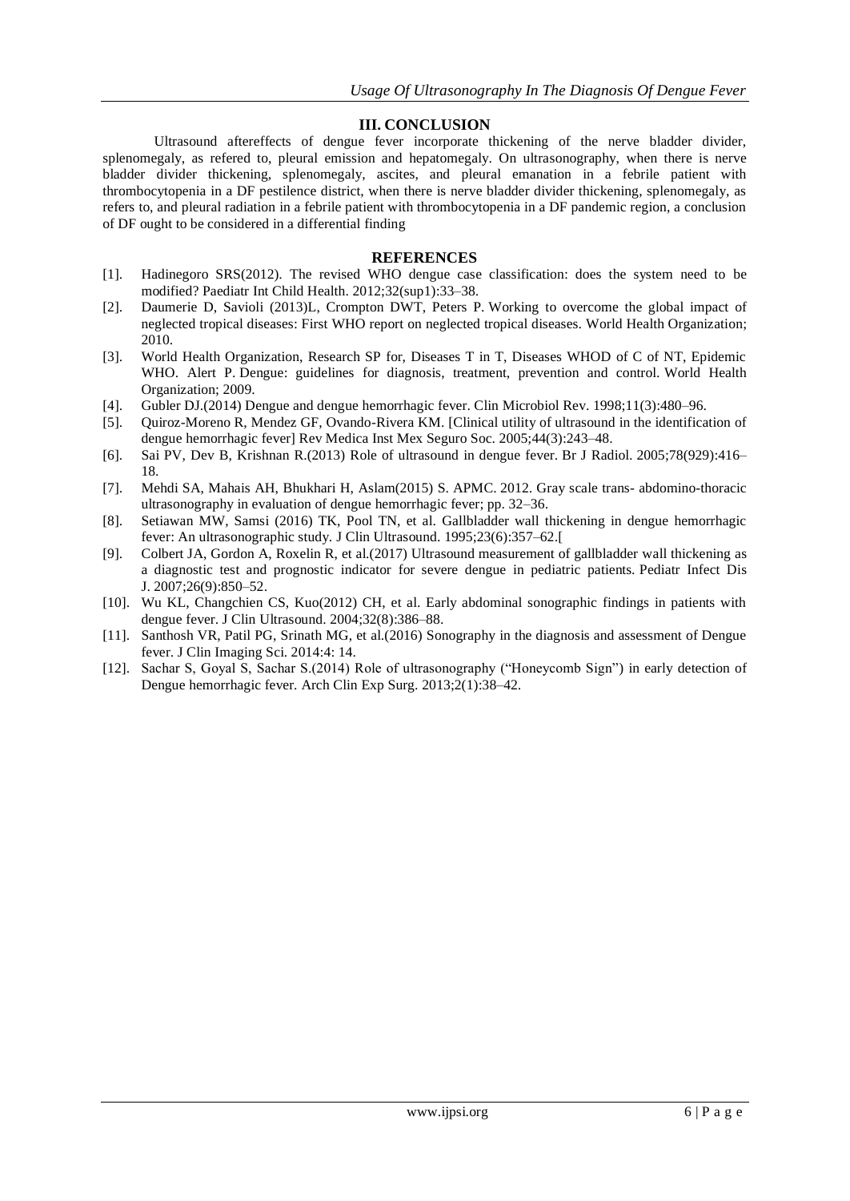## III. CONCLUSION

Ultrasound aftereffects of dengue fever incorporate thickening of the nerve bladder divider, splenomegaly, as refered to, pleural emission and hepatomegaly. On ultrasonography, when there is nerve bladder divider thickening, splenomegaly, ascites, and pleural emanation in a febrile patient with thrombocytopenia in a DF pestilence district, when there is nerve bladder divider thickening, splenomegaly, as refers to, and pleural radiation in a febrile patient with thrombocytopenia in a DF pandemic region, a conclusion of DF ought to be considered in a differential finding

## REFERENCES

[1]. Hadinegoro SRS(2012). The revised WHO dengue case classification: does the system need to be modified? Paediatr Int Child Health. 2012;32(sup1):33–38.

[2]. Daumerie D, Savioli (2013)L, Crompton DWT, Peters P. Working to overcome the global impact of neglected tropical diseases: First WHO report on neglected tropical diseases. World Health Organization; 2010.

[3]. World Health Organization, Research SP for, Diseases T in T, Diseases WHOD of C of NT, Epidemic WHO. Alert P. Dengue: guidelines for diagnosis, treatment, prevention and control. World Health Organization; 2009.

[4]. Gubler DJ.(2014) Dengue and dengue hemorrhagic fever. Clin Microbiol Rev. 1998;11(3):480–96.

[5]. Quiroz-Moreno R, Mendez GF, Ovando-Rivera KM. [Clinical utility of ultrasound in the identification of dengue hemorrhagic fever] Rev Medica Inst Mex Seguro Soc. 2005;44(3):243–48.

[6]. Sai PV, Dev B, Krishnan R.(2013) Role of ultrasound in dengue fever. Br J Radiol. 2005;78(929):416–18.

[7]. Mehdi SA, Mahais AH, Bhukhari H, Aslam(2015) S. APMC. 2012. Gray scale trans- abdomino-thoracic ultrasonography in evaluation of dengue hemorrhagic fever; pp. 32–36.

[8]. Setiawan MW, Samsi (2016) TK, Pool TN, et al. Gallbladder wall thickening in dengue hemorrhagic fever: An ultrasonographic study. J Clin Ultrasound. 1995;23(6):357–62.[

[9]. Colbert JA, Gordon A, Roxelin R, et al.(2017) Ultrasound measurement of gallbladder wall thickening as a diagnostic test and prognostic indicator for severe dengue in pediatric patients. Pediatr Infect Dis J. 2007;26(9):850–52.

[10]. Wu KL, Changchien CS, Kuo(2012) CH, et al. Early abdominal sonographic findings in patients with dengue fever. J Clin Ultrasound. 2004;32(8):386–88.

[11]. Santhosh VR, Patil PG, Srinath MG, et al.(2016) Sonography in the diagnosis and assessment of Dengue fever. J Clin Imaging Sci. 2014:4: 14.

[12]. Sachar S, Goyal S, Sachar S.(2014) Role of ultrasonography ("Honeycomb Sign") in early detection of Dengue hemorrhagic fever. Arch Clin Exp Surg. 2013;2(1):38–42.